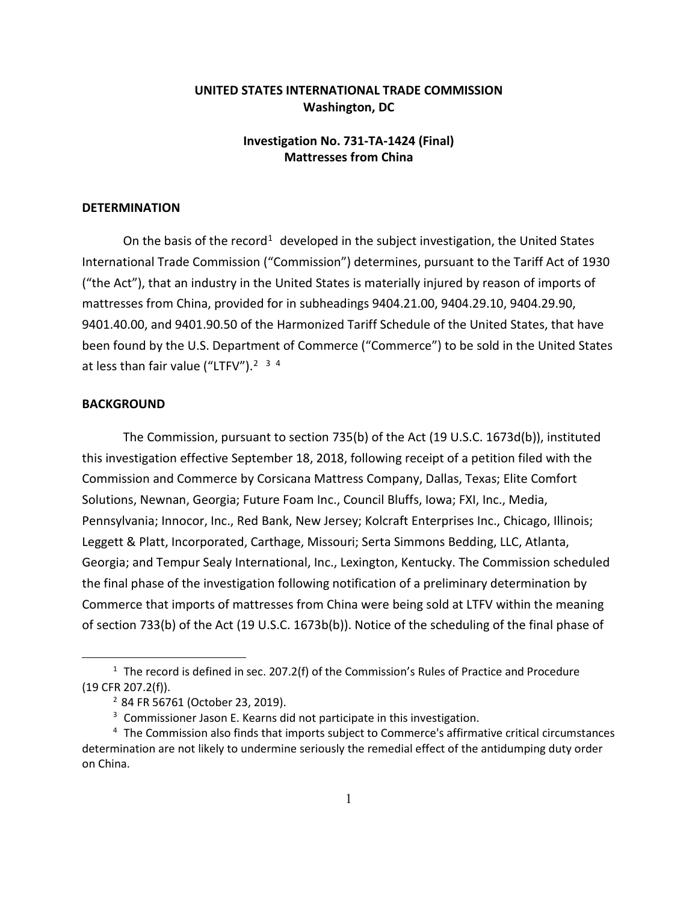**UNITED STATES INTERNATIONAL TRADE COMMISSION**
**Washington, DC**

**Investigation No. 731-TA-1424 (Final)**
**Mattresses from China**

## DETERMINATION

On the basis of the record[1] developed in the subject investigation, the United States International Trade Commission ("Commission") determines, pursuant to the Tariff Act of 1930 ("the Act"), that an industry in the United States is materially injured by reason of imports of mattresses from China, provided for in subheadings 9404.21.00, 9404.29.10, 9404.29.90, 9401.40.00, and 9401.90.50 of the Harmonized Tariff Schedule of the United States, that have been found by the U.S. Department of Commerce ("Commerce") to be sold in the United States at less than fair value ("LTFV").[2] [3] [4]

## BACKGROUND

The Commission, pursuant to section 735(b) of the Act (19 U.S.C. 1673d(b)), instituted this investigation effective September 18, 2018, following receipt of a petition filed with the Commission and Commerce by Corsicana Mattress Company, Dallas, Texas; Elite Comfort Solutions, Newnan, Georgia; Future Foam Inc., Council Bluffs, Iowa; FXI, Inc., Media, Pennsylvania; Innocor, Inc., Red Bank, New Jersey; Kolcraft Enterprises Inc., Chicago, Illinois; Leggett & Platt, Incorporated, Carthage, Missouri; Serta Simmons Bedding, LLC, Atlanta, Georgia; and Tempur Sealy International, Inc., Lexington, Kentucky. The Commission scheduled the final phase of the investigation following notification of a preliminary determination by Commerce that imports of mattresses from China were being sold at LTFV within the meaning of section 733(b) of the Act (19 U.S.C. 1673b(b)). Notice of the scheduling of the final phase of

---

[1] The record is defined in sec. 207.2(f) of the Commission's Rules of Practice and Procedure (19 CFR 207.2(f)).

[2] 84 FR 56761 (October 23, 2019).

[3] Commissioner Jason E. Kearns did not participate in this investigation.

[4] The Commission also finds that imports subject to Commerce's affirmative critical circumstances determination are not likely to undermine seriously the remedial effect of the antidumping duty order on China.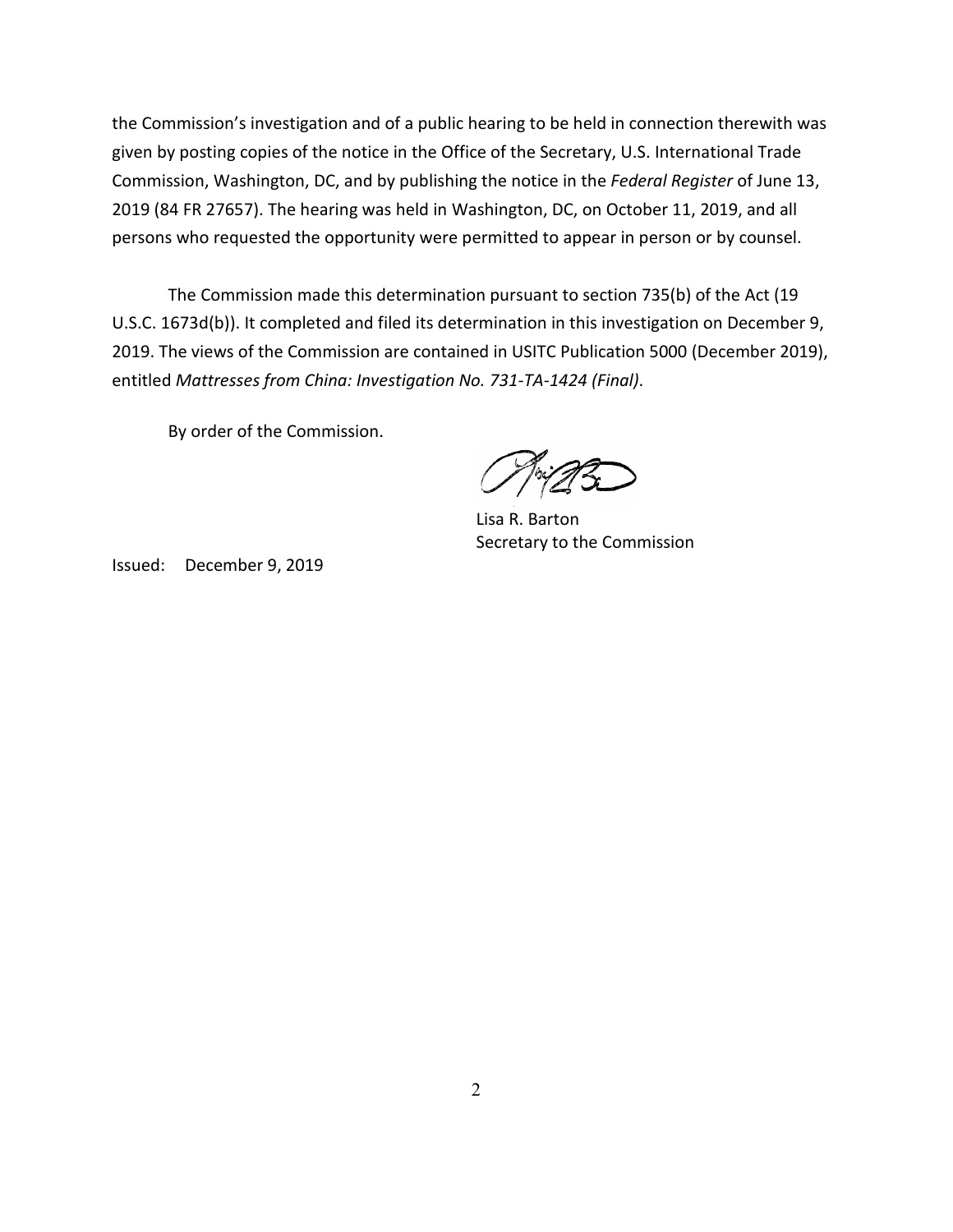the Commission's investigation and of a public hearing to be held in connection therewith was given by posting copies of the notice in the Office of the Secretary, U.S. International Trade Commission, Washington, DC, and by publishing the notice in the *Federal Register* of June 13, 2019 (84 FR 27657). The hearing was held in Washington, DC, on October 11, 2019, and all persons who requested the opportunity were permitted to appear in person or by counsel.

The Commission made this determination pursuant to section 735(b) of the Act (19 U.S.C. 1673d(b)). It completed and filed its determination in this investigation on December 9, 2019. The views of the Commission are contained in USITC Publication 5000 (December 2019), entitled *Mattresses from China: Investigation No. 731-TA-1424 (Final)*.

By order of the Commission.

Lisa R. Barton
Secretary to the Commission

Issued: December 9, 2019